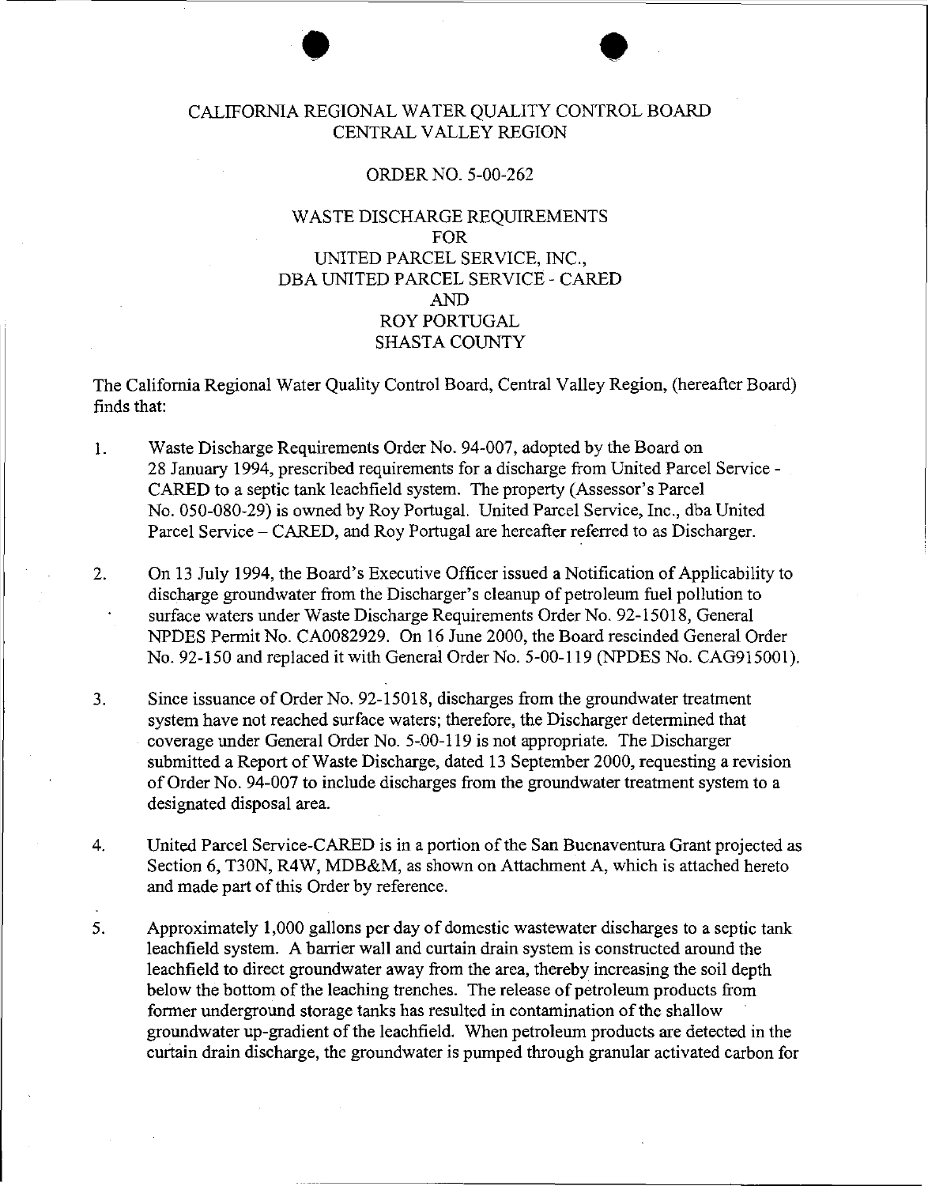CALIFORNIA REGIONAL WATER QUALITY CONTROL BOARD
CENTRAL VALLEY REGION

ORDER NO. 5-00-262

WASTE DISCHARGE REQUIREMENTS
FOR
UNITED PARCEL SERVICE, INC.,
DBA UNITED PARCEL SERVICE - CARED
AND
ROY PORTUGAL
SHASTA COUNTY

The California Regional Water Quality Control Board, Central Valley Region, (hereafter Board) finds that:

1. Waste Discharge Requirements Order No. 94-007, adopted by the Board on 28 January 1994, prescribed requirements for a discharge from United Parcel Service - CARED to a septic tank leachfield system. The property (Assessor's Parcel No. 050-080-29) is owned by Roy Portugal. United Parcel Service, Inc., dba United Parcel Service – CARED, and Roy Portugal are hereafter referred to as Discharger.

2. On 13 July 1994, the Board's Executive Officer issued a Notification of Applicability to discharge groundwater from the Discharger's cleanup of petroleum fuel pollution to surface waters under Waste Discharge Requirements Order No. 92-15018, General NPDES Permit No. CA0082929. On 16 June 2000, the Board rescinded General Order No. 92-150 and replaced it with General Order No. 5-00-119 (NPDES No. CAG915001).

3. Since issuance of Order No. 92-15018, discharges from the groundwater treatment system have not reached surface waters; therefore, the Discharger determined that coverage under General Order No. 5-00-119 is not appropriate. The Discharger submitted a Report of Waste Discharge, dated 13 September 2000, requesting a revision of Order No. 94-007 to include discharges from the groundwater treatment system to a designated disposal area.

4. United Parcel Service-CARED is in a portion of the San Buenaventura Grant projected as Section 6, T30N, R4W, MDB&M, as shown on Attachment A, which is attached hereto and made part of this Order by reference.

5. Approximately 1,000 gallons per day of domestic wastewater discharges to a septic tank leachfield system. A barrier wall and curtain drain system is constructed around the leachfield to direct groundwater away from the area, thereby increasing the soil depth below the bottom of the leaching trenches. The release of petroleum products from former underground storage tanks has resulted in contamination of the shallow groundwater up-gradient of the leachfield. When petroleum products are detected in the curtain drain discharge, the groundwater is pumped through granular activated carbon for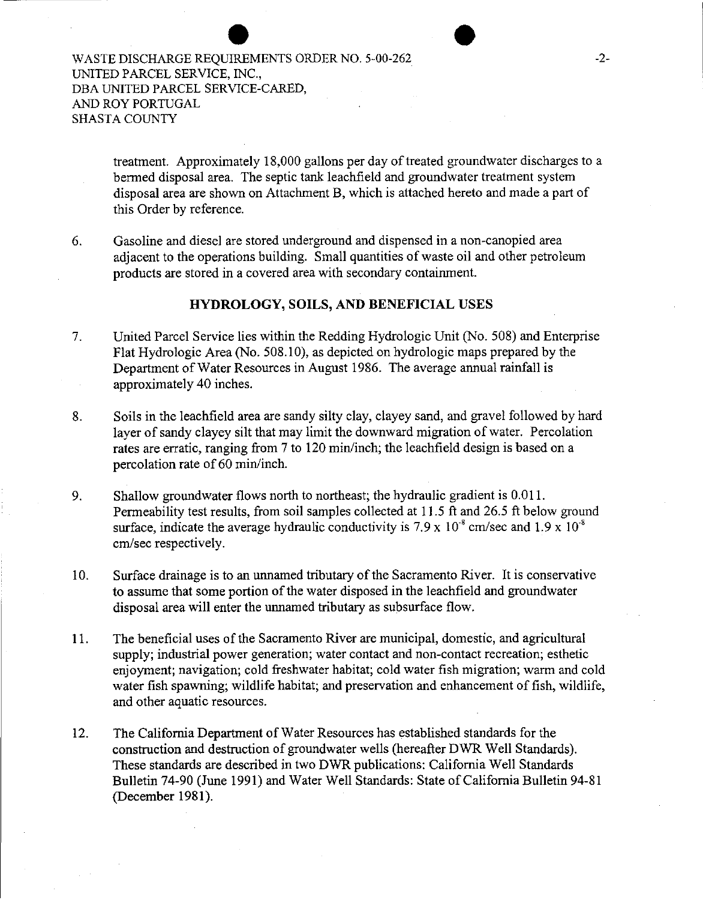treatment. Approximately 18,000 gallons per day of treated groundwater discharges to a bermed disposal area. The septic tank leachfield and groundwater treatment system disposal area are shown on Attachment B, which is attached hereto and made a part of this Order by reference.

6. Gasoline and diesel are stored underground and dispensed in a non-canopied area adjacent to the operations building. Small quantities of waste oil and other petroleum products are stored in a covered area with secondary containment.

## HYDROLOGY, SOILS, AND BENEFICIAL USES

7. United Parcel Service lies within the Redding Hydrologic Unit (No. 508) and Enterprise Flat Hydrologic Area (No. 508.10), as depicted on hydrologic maps prepared by the Department of Water Resources in August 1986. The average annual rainfall is approximately 40 inches.

8. Soils in the leachfield area are sandy silty clay, clayey sand, and gravel followed by hard layer of sandy clayey silt that may limit the downward migration of water. Percolation rates are erratic, ranging from 7 to 120 min/inch; the leachfield design is based on a percolation rate of 60 min/inch.

9. Shallow groundwater flows north to northeast; the hydraulic gradient is 0.011. Permeability test results, from soil samples collected at 11.5 ft and 26.5 ft below ground surface, indicate the average hydraulic conductivity is $7.9 \times 10^{-8}$ cm/sec and $1.9 \times 10^{-8}$ cm/sec respectively.

10. Surface drainage is to an unnamed tributary of the Sacramento River. It is conservative to assume that some portion of the water disposed in the leachfield and groundwater disposal area will enter the unnamed tributary as subsurface flow.

11. The beneficial uses of the Sacramento River are municipal, domestic, and agricultural supply; industrial power generation; water contact and non-contact recreation; esthetic enjoyment; navigation; cold freshwater habitat; cold water fish migration; warm and cold water fish spawning; wildlife habitat; and preservation and enhancement of fish, wildlife, and other aquatic resources.

12. The California Department of Water Resources has established standards for the construction and destruction of groundwater wells (hereafter DWR Well Standards). These standards are described in two DWR publications: California Well Standards Bulletin 74-90 (June 1991) and Water Well Standards: State of California Bulletin 94-81 (December 1981).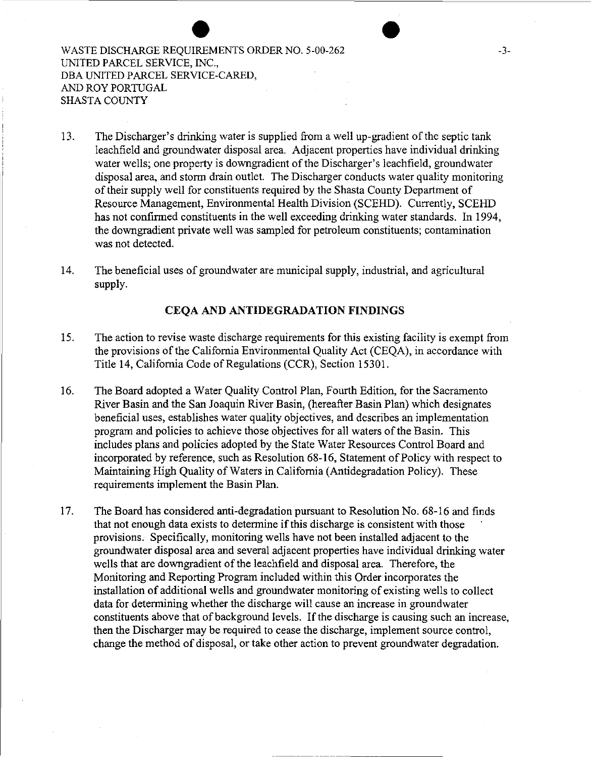13. The Discharger's drinking water is supplied from a well up-gradient of the septic tank leachfield and groundwater disposal area. Adjacent properties have individual drinking water wells; one property is downgradient of the Discharger's leachfield, groundwater disposal area, and storm drain outlet. The Discharger conducts water quality monitoring of their supply well for constituents required by the Shasta County Department of Resource Management, Environmental Health Division (SCEHD). Currently, SCEHD has not confirmed constituents in the well exceeding drinking water standards. In 1994, the downgradient private well was sampled for petroleum constituents; contamination was not detected.

14. The beneficial uses of groundwater are municipal supply, industrial, and agricultural supply.

## CEQA AND ANTIDEGRADATION FINDINGS

15. The action to revise waste discharge requirements for this existing facility is exempt from the provisions of the California Environmental Quality Act (CEQA), in accordance with Title 14, California Code of Regulations (CCR), Section 15301.

16. The Board adopted a Water Quality Control Plan, Fourth Edition, for the Sacramento River Basin and the San Joaquin River Basin, (hereafter Basin Plan) which designates beneficial uses, establishes water quality objectives, and describes an implementation program and policies to achieve those objectives for all waters of the Basin. This includes plans and policies adopted by the State Water Resources Control Board and incorporated by reference, such as Resolution 68-16, Statement of Policy with respect to Maintaining High Quality of Waters in California (Antidegradation Policy). These requirements implement the Basin Plan.

17. The Board has considered anti-degradation pursuant to Resolution No. 68-16 and finds that not enough data exists to determine if this discharge is consistent with those provisions. Specifically, monitoring wells have not been installed adjacent to the groundwater disposal area and several adjacent properties have individual drinking water wells that are downgradient of the leachfield and disposal area. Therefore, the Monitoring and Reporting Program included within this Order incorporates the installation of additional wells and groundwater monitoring of existing wells to collect data for determining whether the discharge will cause an increase in groundwater constituents above that of background levels. If the discharge is causing such an increase, then the Discharger may be required to cease the discharge, implement source control, change the method of disposal, or take other action to prevent groundwater degradation.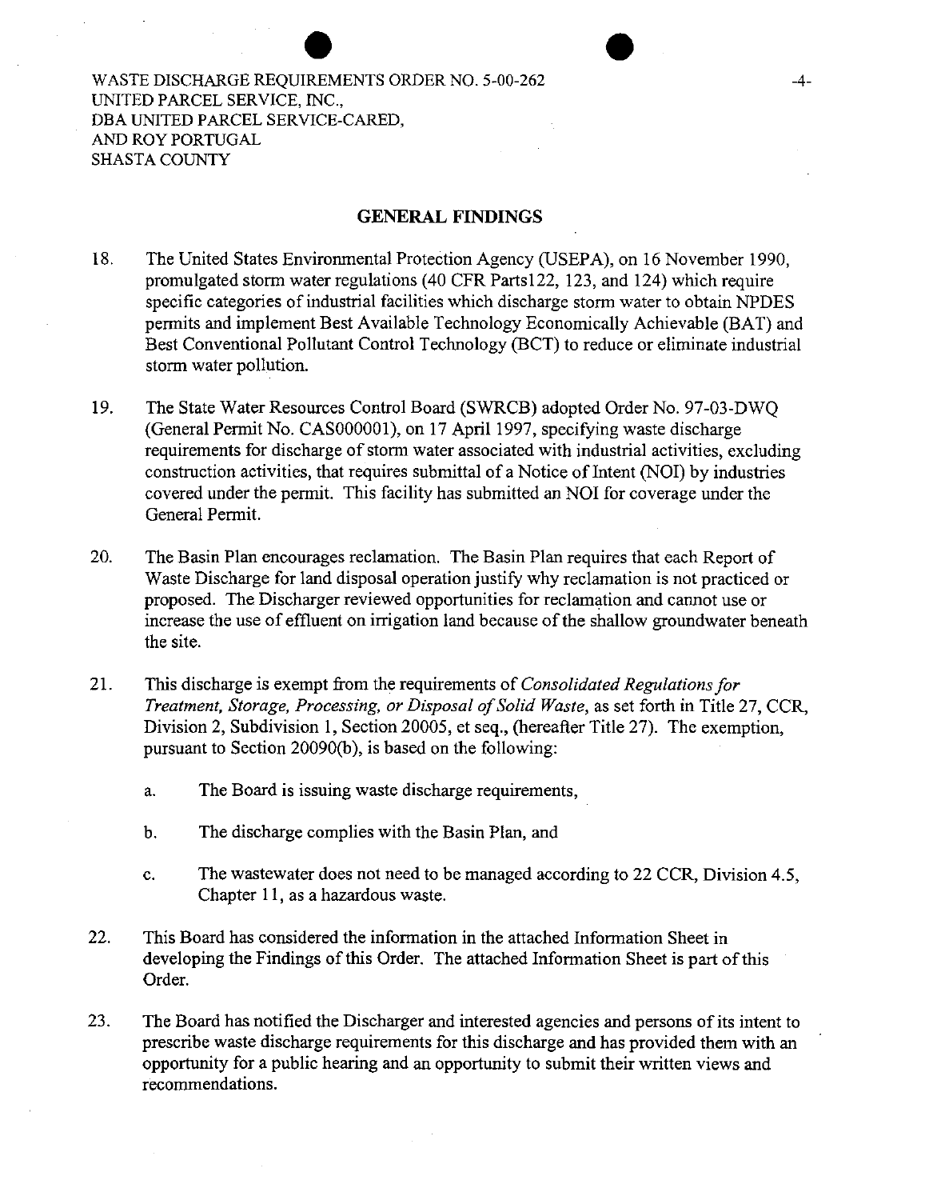## GENERAL FINDINGS

18. The United States Environmental Protection Agency (USEPA), on 16 November 1990, promulgated storm water regulations (40 CFR Parts122, 123, and 124) which require specific categories of industrial facilities which discharge storm water to obtain NPDES permits and implement Best Available Technology Economically Achievable (BAT) and Best Conventional Pollutant Control Technology (BCT) to reduce or eliminate industrial storm water pollution.

19. The State Water Resources Control Board (SWRCB) adopted Order No. 97-03-DWQ (General Permit No. CAS000001), on 17 April 1997, specifying waste discharge requirements for discharge of storm water associated with industrial activities, excluding construction activities, that requires submittal of a Notice of Intent (NOI) by industries covered under the permit. This facility has submitted an NOI for coverage under the General Permit.

20. The Basin Plan encourages reclamation. The Basin Plan requires that each Report of Waste Discharge for land disposal operation justify why reclamation is not practiced or proposed. The Discharger reviewed opportunities for reclamation and cannot use or increase the use of effluent on irrigation land because of the shallow groundwater beneath the site.

21. This discharge is exempt from the requirements of *Consolidated Regulations for Treatment, Storage, Processing, or Disposal of Solid Waste*, as set forth in Title 27, CCR, Division 2, Subdivision 1, Section 20005, et seq., (hereafter Title 27). The exemption, pursuant to Section 20090(b), is based on the following:

    a. The Board is issuing waste discharge requirements,

    b. The discharge complies with the Basin Plan, and

    c. The wastewater does not need to be managed according to 22 CCR, Division 4.5, Chapter 11, as a hazardous waste.

22. This Board has considered the information in the attached Information Sheet in developing the Findings of this Order. The attached Information Sheet is part of this Order.

23. The Board has notified the Discharger and interested agencies and persons of its intent to prescribe waste discharge requirements for this discharge and has provided them with an opportunity for a public hearing and an opportunity to submit their written views and recommendations.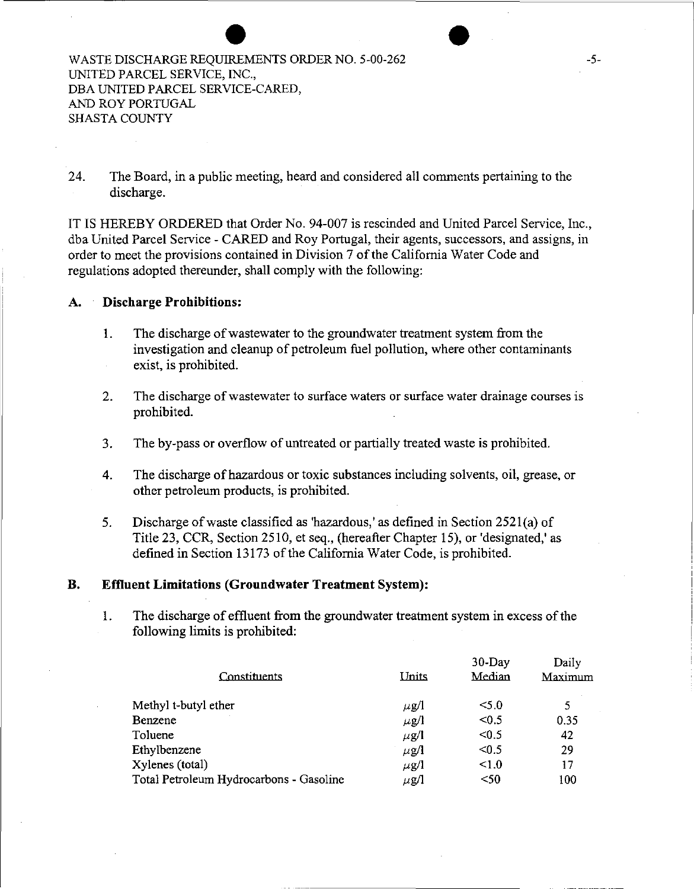24. The Board, in a public meeting, heard and considered all comments pertaining to the discharge.

IT IS HEREBY ORDERED that Order No. 94-007 is rescinded and United Parcel Service, Inc., dba United Parcel Service - CARED and Roy Portugal, their agents, successors, and assigns, in order to meet the provisions contained in Division 7 of the California Water Code and regulations adopted thereunder, shall comply with the following:

## A. Discharge Prohibitions:

1. The discharge of wastewater to the groundwater treatment system from the investigation and cleanup of petroleum fuel pollution, where other contaminants exist, is prohibited.

2. The discharge of wastewater to surface waters or surface water drainage courses is prohibited.

3. The by-pass or overflow of untreated or partially treated waste is prohibited.

4. The discharge of hazardous or toxic substances including solvents, oil, grease, or other petroleum products, is prohibited.

5. Discharge of waste classified as 'hazardous,' as defined in Section 2521(a) of Title 23, CCR, Section 2510, et seq., (hereafter Chapter 15), or 'designated,' as defined in Section 13173 of the California Water Code, is prohibited.

## B. Effluent Limitations (Groundwater Treatment System):

1. The discharge of effluent from the groundwater treatment system in excess of the following limits is prohibited:

| Constituents | Units | 30-Day Median | Daily Maximum |
|---|---|---|---|
| Methyl t-butyl ether | μg/l | <5.0 | 5 |
| Benzene | μg/l | <0.5 | 0.35 |
| Toluene | μg/l | <0.5 | 42 |
| Ethylbenzene | μg/l | <0.5 | 29 |
| Xylenes (total) | μg/l | <1.0 | 17 |
| Total Petroleum Hydrocarbons - Gasoline | μg/l | <50 | 100 |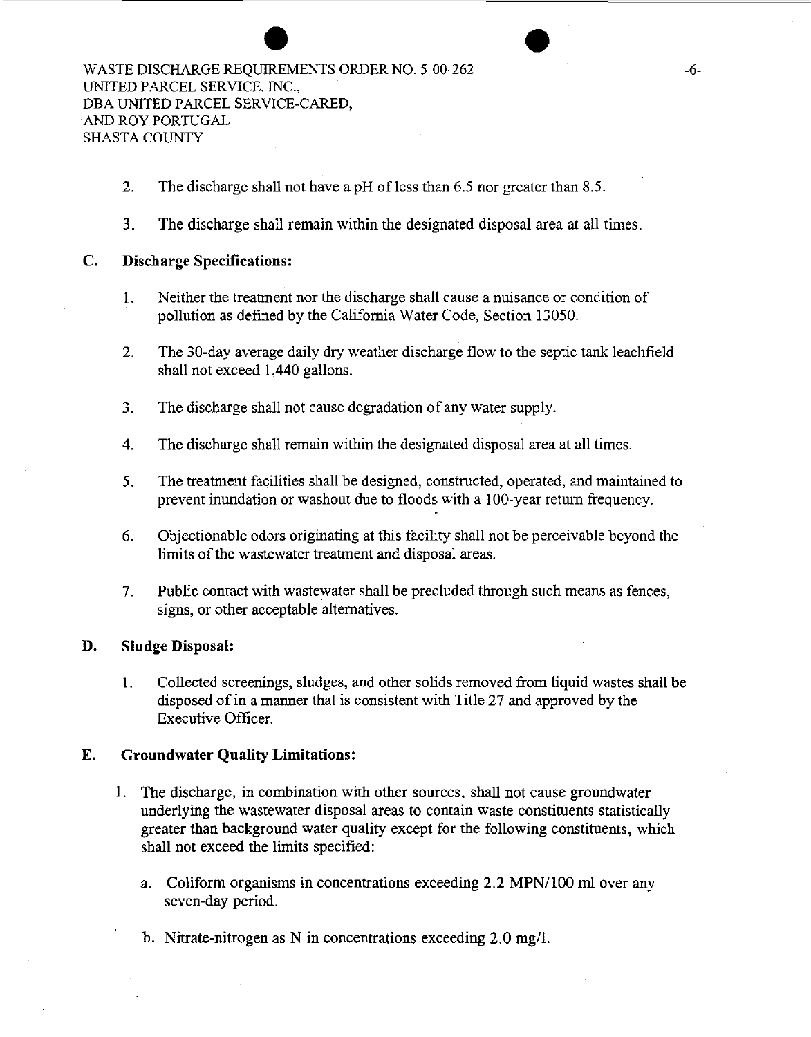2. The discharge shall not have a pH of less than 6.5 nor greater than 8.5.

3. The discharge shall remain within the designated disposal area at all times.

**C. Discharge Specifications:**

1. Neither the treatment nor the discharge shall cause a nuisance or condition of pollution as defined by the California Water Code, Section 13050.

2. The 30-day average daily dry weather discharge flow to the septic tank leachfield shall not exceed 1,440 gallons.

3. The discharge shall not cause degradation of any water supply.

4. The discharge shall remain within the designated disposal area at all times.

5. The treatment facilities shall be designed, constructed, operated, and maintained to prevent inundation or washout due to floods with a 100-year return frequency.

6. Objectionable odors originating at this facility shall not be perceivable beyond the limits of the wastewater treatment and disposal areas.

7. Public contact with wastewater shall be precluded through such means as fences, signs, or other acceptable alternatives.

**D. Sludge Disposal:**

1. Collected screenings, sludges, and other solids removed from liquid wastes shall be disposed of in a manner that is consistent with Title 27 and approved by the Executive Officer.

**E. Groundwater Quality Limitations:**

1. The discharge, in combination with other sources, shall not cause groundwater underlying the wastewater disposal areas to contain waste constituents statistically greater than background water quality except for the following constituents, which shall not exceed the limits specified:

   a. Coliform organisms in concentrations exceeding 2.2 MPN/100 ml over any seven-day period.

   b. Nitrate-nitrogen as N in concentrations exceeding 2.0 mg/l.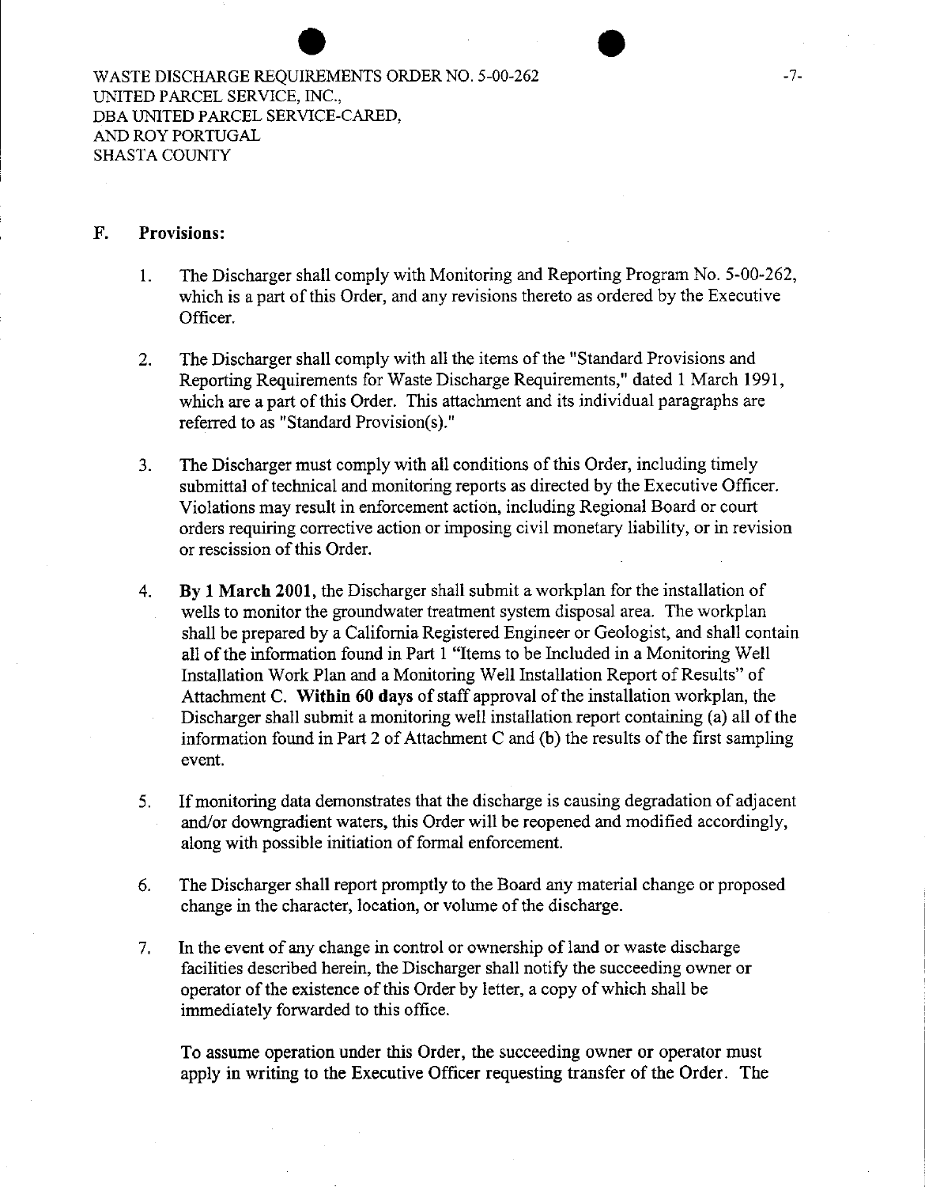## F. Provisions:

1. The Discharger shall comply with Monitoring and Reporting Program No. 5-00-262, which is a part of this Order, and any revisions thereto as ordered by the Executive Officer.

2. The Discharger shall comply with all the items of the "Standard Provisions and Reporting Requirements for Waste Discharge Requirements," dated 1 March 1991, which are a part of this Order. This attachment and its individual paragraphs are referred to as "Standard Provision(s)."

3. The Discharger must comply with all conditions of this Order, including timely submittal of technical and monitoring reports as directed by the Executive Officer. Violations may result in enforcement action, including Regional Board or court orders requiring corrective action or imposing civil monetary liability, or in revision or rescission of this Order.

4. **By 1 March 2001**, the Discharger shall submit a workplan for the installation of wells to monitor the groundwater treatment system disposal area. The workplan shall be prepared by a California Registered Engineer or Geologist, and shall contain all of the information found in Part 1 "Items to be Included in a Monitoring Well Installation Work Plan and a Monitoring Well Installation Report of Results" of Attachment C. **Within 60 days** of staff approval of the installation workplan, the Discharger shall submit a monitoring well installation report containing (a) all of the information found in Part 2 of Attachment C and (b) the results of the first sampling event.

5. If monitoring data demonstrates that the discharge is causing degradation of adjacent and/or downgradient waters, this Order will be reopened and modified accordingly, along with possible initiation of formal enforcement.

6. The Discharger shall report promptly to the Board any material change or proposed change in the character, location, or volume of the discharge.

7. In the event of any change in control or ownership of land or waste discharge facilities described herein, the Discharger shall notify the succeeding owner or operator of the existence of this Order by letter, a copy of which shall be immediately forwarded to this office.

   To assume operation under this Order, the succeeding owner or operator must apply in writing to the Executive Officer requesting transfer of the Order. The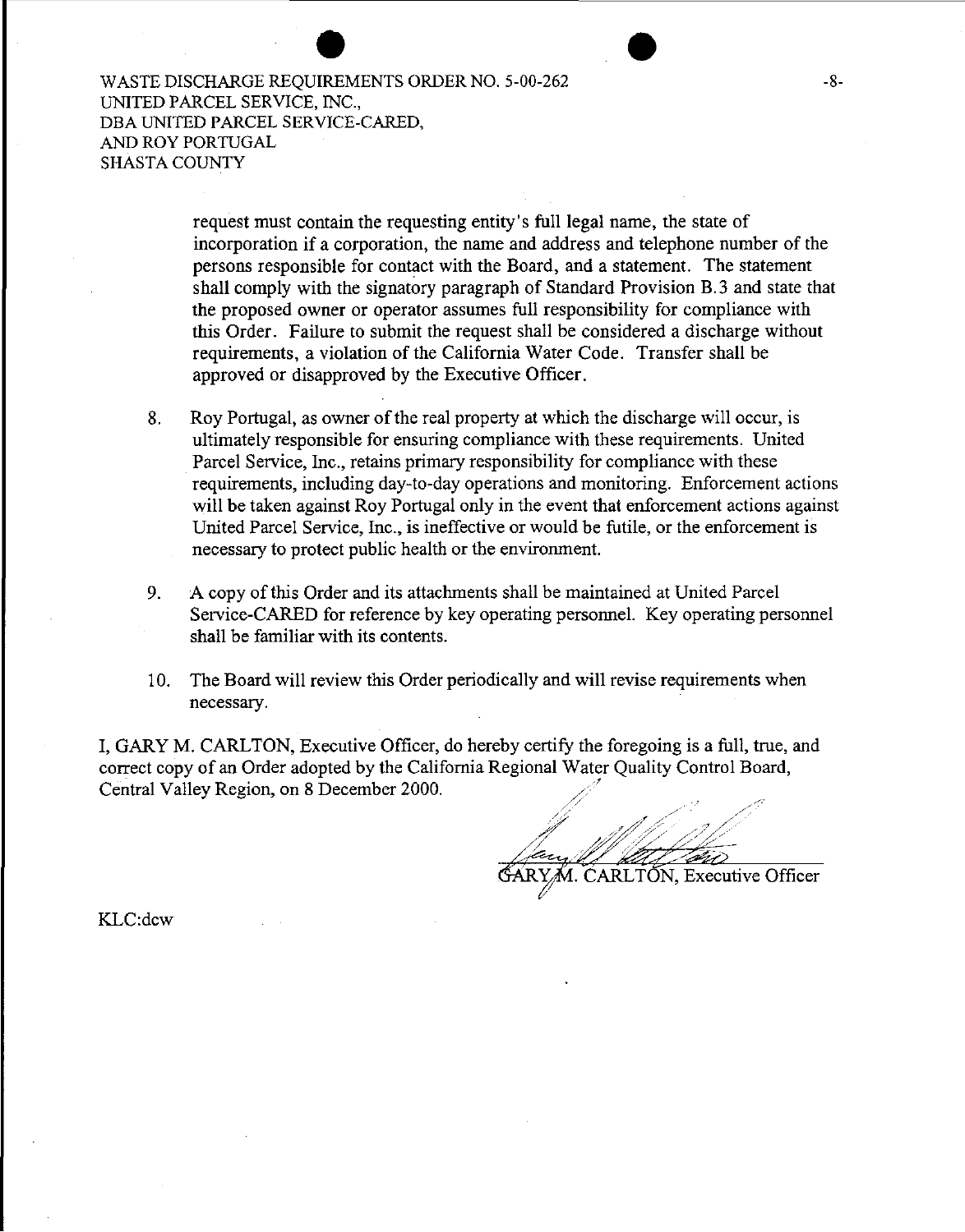request must contain the requesting entity's full legal name, the state of incorporation if a corporation, the name and address and telephone number of the persons responsible for contact with the Board, and a statement. The statement shall comply with the signatory paragraph of Standard Provision B.3 and state that the proposed owner or operator assumes full responsibility for compliance with this Order. Failure to submit the request shall be considered a discharge without requirements, a violation of the California Water Code. Transfer shall be approved or disapproved by the Executive Officer.

8. Roy Portugal, as owner of the real property at which the discharge will occur, is ultimately responsible for ensuring compliance with these requirements. United Parcel Service, Inc., retains primary responsibility for compliance with these requirements, including day-to-day operations and monitoring. Enforcement actions will be taken against Roy Portugal only in the event that enforcement actions against United Parcel Service, Inc., is ineffective or would be futile, or the enforcement is necessary to protect public health or the environment.

9. A copy of this Order and its attachments shall be maintained at United Parcel Service-CARED for reference by key operating personnel. Key operating personnel shall be familiar with its contents.

10. The Board will review this Order periodically and will revise requirements when necessary.

I, GARY M. CARLTON, Executive Officer, do hereby certify the foregoing is a full, true, and correct copy of an Order adopted by the California Regional Water Quality Control Board, Central Valley Region, on 8 December 2000.

GARY M. CARLTON, Executive Officer

KLC:dcw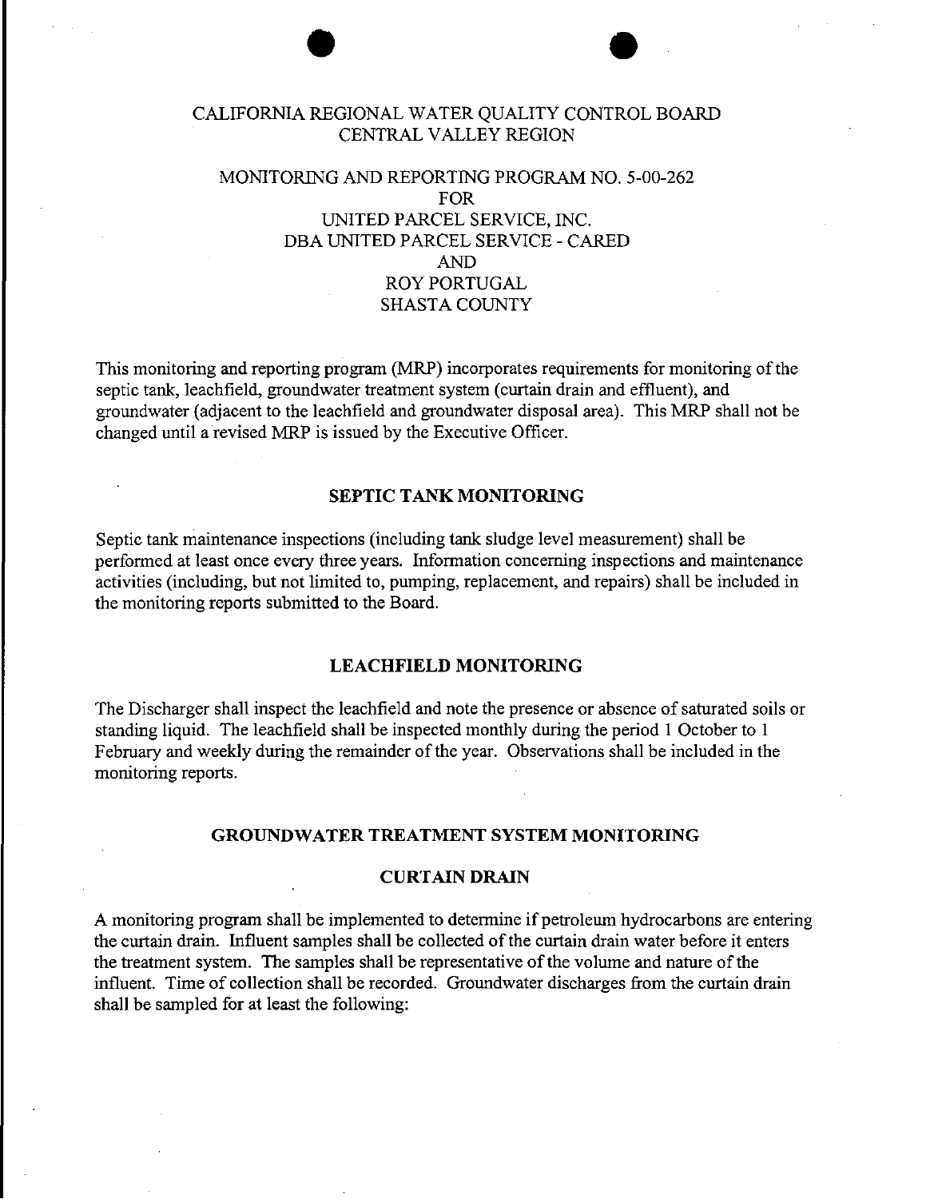CALIFORNIA REGIONAL WATER QUALITY CONTROL BOARD
CENTRAL VALLEY REGION

MONITORING AND REPORTING PROGRAM NO. 5-00-262
FOR
UNITED PARCEL SERVICE, INC.
DBA UNITED PARCEL SERVICE - CARED
AND
ROY PORTUGAL
SHASTA COUNTY

This monitoring and reporting program (MRP) incorporates requirements for monitoring of the septic tank, leachfield, groundwater treatment system (curtain drain and effluent), and groundwater (adjacent to the leachfield and groundwater disposal area). This MRP shall not be changed until a revised MRP is issued by the Executive Officer.

## SEPTIC TANK MONITORING

Septic tank maintenance inspections (including tank sludge level measurement) shall be performed at least once every three years. Information concerning inspections and maintenance activities (including, but not limited to, pumping, replacement, and repairs) shall be included in the monitoring reports submitted to the Board.

## LEACHFIELD MONITORING

The Discharger shall inspect the leachfield and note the presence or absence of saturated soils or standing liquid. The leachfield shall be inspected monthly during the period 1 October to 1 February and weekly during the remainder of the year. Observations shall be included in the monitoring reports.

## GROUNDWATER TREATMENT SYSTEM MONITORING

### CURTAIN DRAIN

A monitoring program shall be implemented to determine if petroleum hydrocarbons are entering the curtain drain. Influent samples shall be collected of the curtain drain water before it enters the treatment system. The samples shall be representative of the volume and nature of the influent. Time of collection shall be recorded. Groundwater discharges from the curtain drain shall be sampled for at least the following: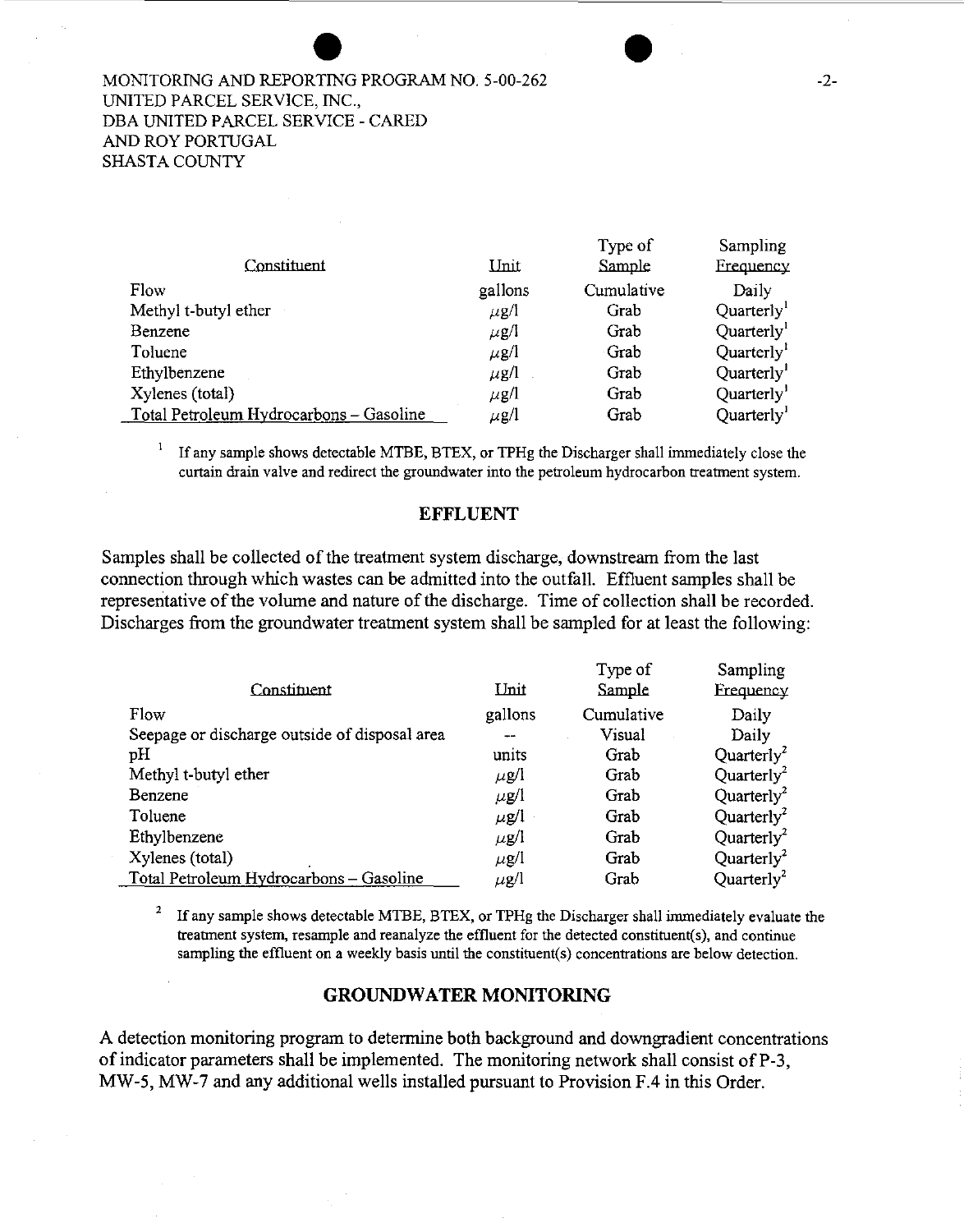| Constituent | Unit | Type of Sample | Sampling Frequency |
|---|---|---|---|
| Flow | gallons | Cumulative | Daily |
| Methyl t-butyl ether | μg/l | Grab | Quarterly[1] |
| Benzene | μg/l | Grab | Quarterly[1] |
| Toluene | μg/l | Grab | Quarterly[1] |
| Ethylbenzene | μg/l | Grab | Quarterly[1] |
| Xylenes (total) | μg/l | Grab | Quarterly[1] |
| Total Petroleum Hydrocarbons – Gasoline | μg/l | Grab | Quarterly[1] |

[1] If any sample shows detectable MTBE, BTEX, or TPHg the Discharger shall immediately close the curtain drain valve and redirect the groundwater into the petroleum hydrocarbon treatment system.

## EFFLUENT

Samples shall be collected of the treatment system discharge, downstream from the last connection through which wastes can be admitted into the outfall. Effluent samples shall be representative of the volume and nature of the discharge. Time of collection shall be recorded. Discharges from the groundwater treatment system shall be sampled for at least the following:

| Constituent | Unit | Type of Sample | Sampling Frequency |
|---|---|---|---|
| Flow | gallons | Cumulative | Daily |
| Seepage or discharge outside of disposal area | -- | Visual | Daily |
| pH | units | Grab | Quarterly[2] |
| Methyl t-butyl ether | μg/l | Grab | Quarterly[2] |
| Benzene | μg/l | Grab | Quarterly[2] |
| Toluene | μg/l | Grab | Quarterly[2] |
| Ethylbenzene | μg/l | Grab | Quarterly[2] |
| Xylenes (total) | μg/l | Grab | Quarterly[2] |
| Total Petroleum Hydrocarbons – Gasoline | μg/l | Grab | Quarterly[2] |

[2] If any sample shows detectable MTBE, BTEX, or TPHg the Discharger shall immediately evaluate the treatment system, resample and reanalyze the effluent for the detected constituent(s), and continue sampling the effluent on a weekly basis until the constituent(s) concentrations are below detection.

## GROUNDWATER MONITORING

A detection monitoring program to determine both background and downgradient concentrations of indicator parameters shall be implemented. The monitoring network shall consist of P-3, MW-5, MW-7 and any additional wells installed pursuant to Provision F.4 in this Order.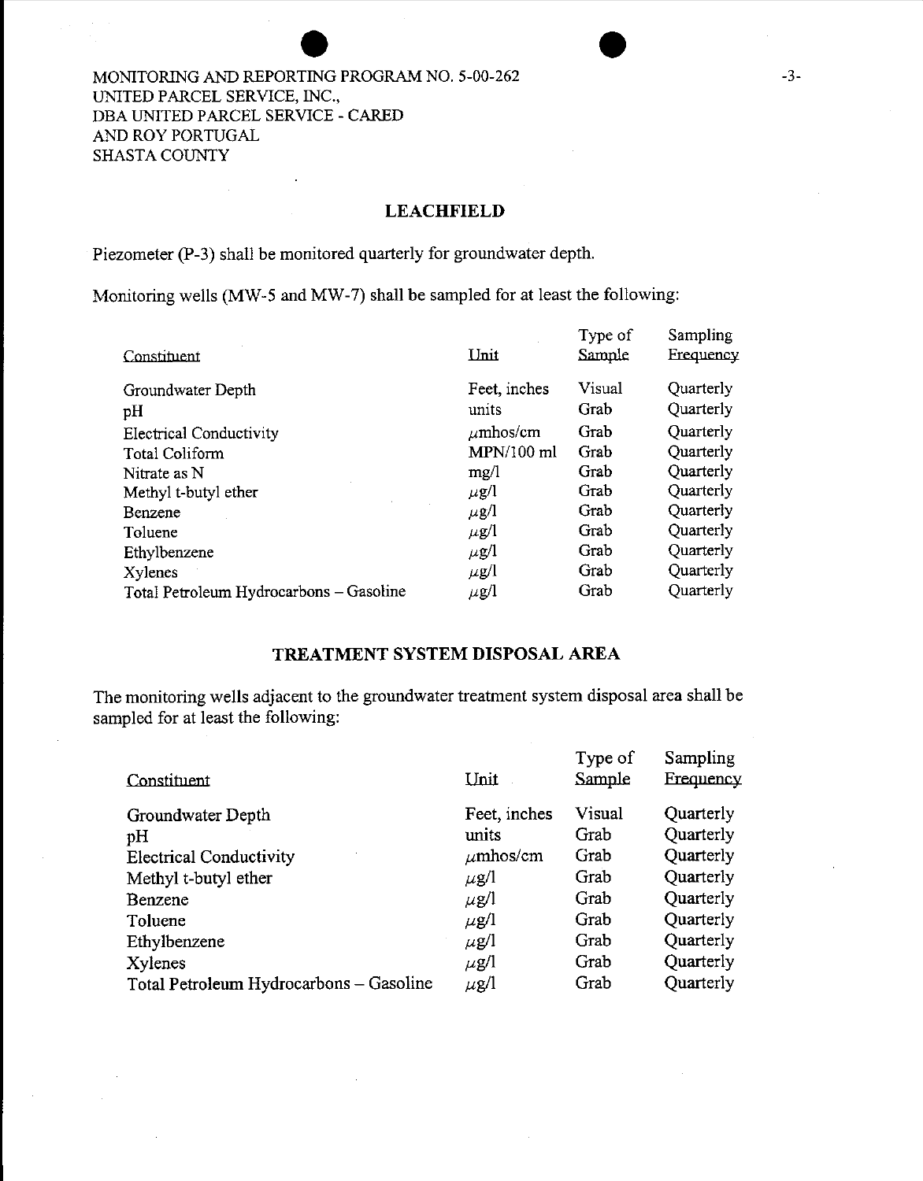MONITORING AND REPORTING PROGRAM NO. 5-00-262
UNITED PARCEL SERVICE, INC.,
DBA UNITED PARCEL SERVICE - CARED
AND ROY PORTUGAL
SHASTA COUNTY

## LEACHFIELD

Piezometer (P-3) shall be monitored quarterly for groundwater depth.

Monitoring wells (MW-5 and MW-7) shall be sampled for at least the following:

| Constituent | Unit | Type of Sample | Sampling Frequency |
|---|---|---|---|
| Groundwater Depth | Feet, inches | Visual | Quarterly |
| pH | units | Grab | Quarterly |
| Electrical Conductivity | $\mu$mhos/cm | Grab | Quarterly |
| Total Coliform | MPN/100 ml | Grab | Quarterly |
| Nitrate as N | mg/l | Grab | Quarterly |
| Methyl t-butyl ether | $\mu$g/l | Grab | Quarterly |
| Benzene | $\mu$g/l | Grab | Quarterly |
| Toluene | $\mu$g/l | Grab | Quarterly |
| Ethylbenzene | $\mu$g/l | Grab | Quarterly |
| Xylenes | $\mu$g/l | Grab | Quarterly |
| Total Petroleum Hydrocarbons – Gasoline | $\mu$g/l | Grab | Quarterly |

## TREATMENT SYSTEM DISPOSAL AREA

The monitoring wells adjacent to the groundwater treatment system disposal area shall be sampled for at least the following:

| Constituent | Unit | Type of Sample | Sampling Frequency |
|---|---|---|---|
| Groundwater Depth | Feet, inches | Visual | Quarterly |
| pH | units | Grab | Quarterly |
| Electrical Conductivity | $\mu$mhos/cm | Grab | Quarterly |
| Methyl t-butyl ether | $\mu$g/l | Grab | Quarterly |
| Benzene | $\mu$g/l | Grab | Quarterly |
| Toluene | $\mu$g/l | Grab | Quarterly |
| Ethylbenzene | $\mu$g/l | Grab | Quarterly |
| Xylenes | $\mu$g/l | Grab | Quarterly |
| Total Petroleum Hydrocarbons – Gasoline | $\mu$g/l | Grab | Quarterly |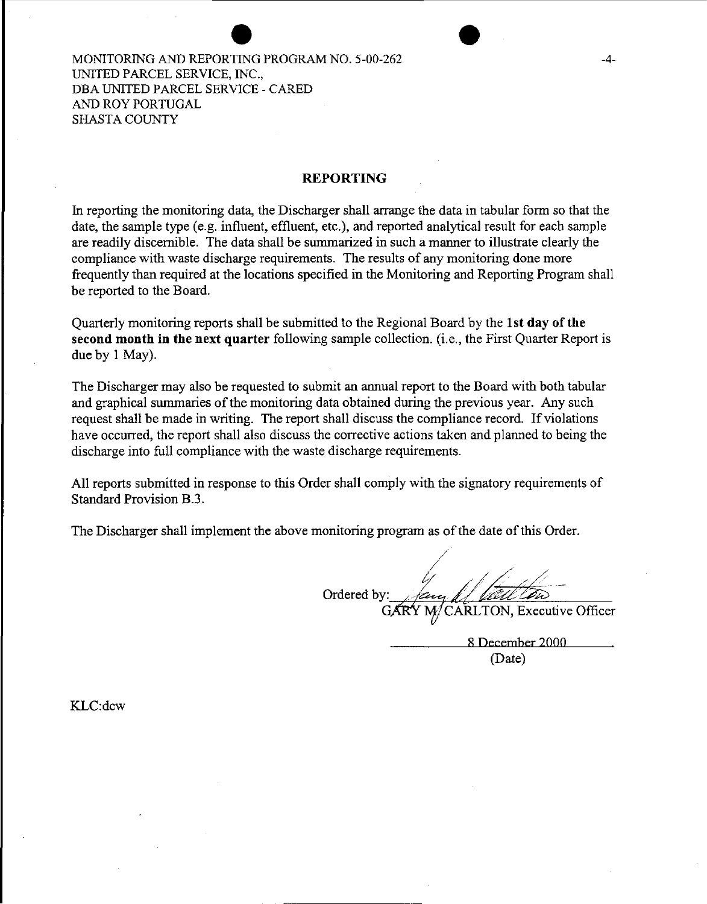MONITORING AND REPORTING PROGRAM NO. 5-00-262
UNITED PARCEL SERVICE, INC.,
DBA UNITED PARCEL SERVICE - CARED
AND ROY PORTUGAL
SHASTA COUNTY

## REPORTING

In reporting the monitoring data, the Discharger shall arrange the data in tabular form so that the date, the sample type (e.g. influent, effluent, etc.), and reported analytical result for each sample are readily discernible. The data shall be summarized in such a manner to illustrate clearly the compliance with waste discharge requirements. The results of any monitoring done more frequently than required at the locations specified in the Monitoring and Reporting Program shall be reported to the Board.

Quarterly monitoring reports shall be submitted to the Regional Board by the **1st day of the second month in the next quarter** following sample collection. (i.e., the First Quarter Report is due by 1 May).

The Discharger may also be requested to submit an annual report to the Board with both tabular and graphical summaries of the monitoring data obtained during the previous year. Any such request shall be made in writing. The report shall discuss the compliance record. If violations have occurred, the report shall also discuss the corrective actions taken and planned to being the discharge into full compliance with the waste discharge requirements.

All reports submitted in response to this Order shall comply with the signatory requirements of Standard Provision B.3.

The Discharger shall implement the above monitoring program as of the date of this Order.

Ordered by: ______________________
GARY M. CARLTON, Executive Officer

8 December 2000
(Date)

KLC:dcw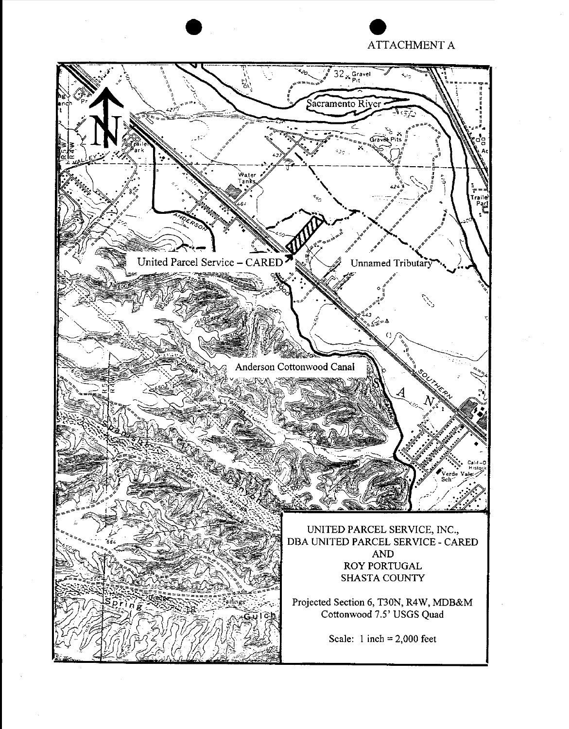ATTACHMENT A

United Parcel Service – CARED

Unnamed Tributary

Sacramento River

Anderson Cottonwood Canal

UNITED PARCEL SERVICE, INC.,
DBA UNITED PARCEL SERVICE - CARED
AND
ROY PORTUGAL
SHASTA COUNTY

Projected Section 6, T30N, R4W, MDB&M
Cottonwood 7.5' USGS Quad

Scale: 1 inch = 2,000 feet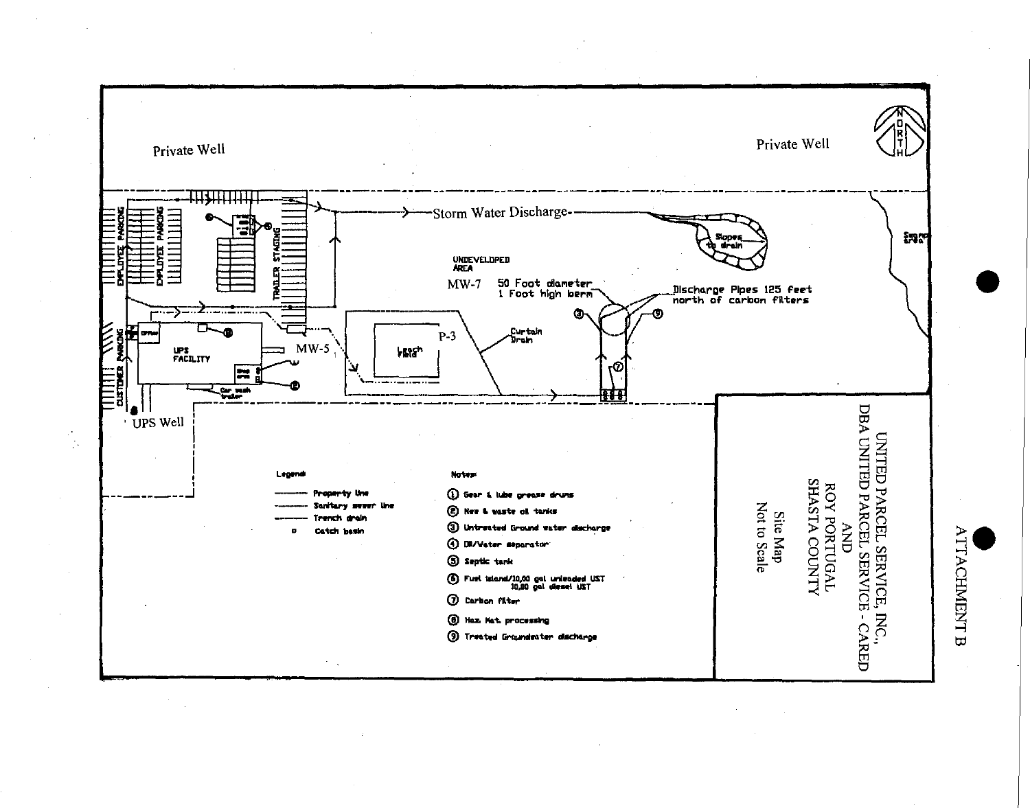ATTACHMENT B

UNITED PARCEL SERVICE, INC.,
DBA UNITED PARCEL SERVICE - CARED
AND
ROY PORTUGAL
SHASTA COUNTY

Site Map
Not to Scale

NORTH

Private Well

Private Well

UPS Well

Storm Water Discharge

UNDEVELOPED AREA

MW-7

MW-5

P-3

50 Foot diameter 1 Foot high berm

Discharge Pipes 125 feet north of carbon filters

Curtain Drain

Leach Field

Slopes to drain

Swamp area

UPS FACILITY

EMPLOYEE PARKING

EMPLOYEE PARKING

CUSTOMER PARKING

TRAILER STAGING

Car wash trailer

Legend

- Property line
- Sanitary sewer line
- Trench drain
- Catch basin

Notes

1. Gear & lube grease drums
2. New & waste oil tanks
3. Untreated Ground water discharge
4. Oil/Water separator
5. Septic tank
6. Fuel island/10,00 gal unleaded UST 10,00 gal diesel UST
7. Carbon filter
8. Haz. Mat. processing
9. Treated Groundwater discharge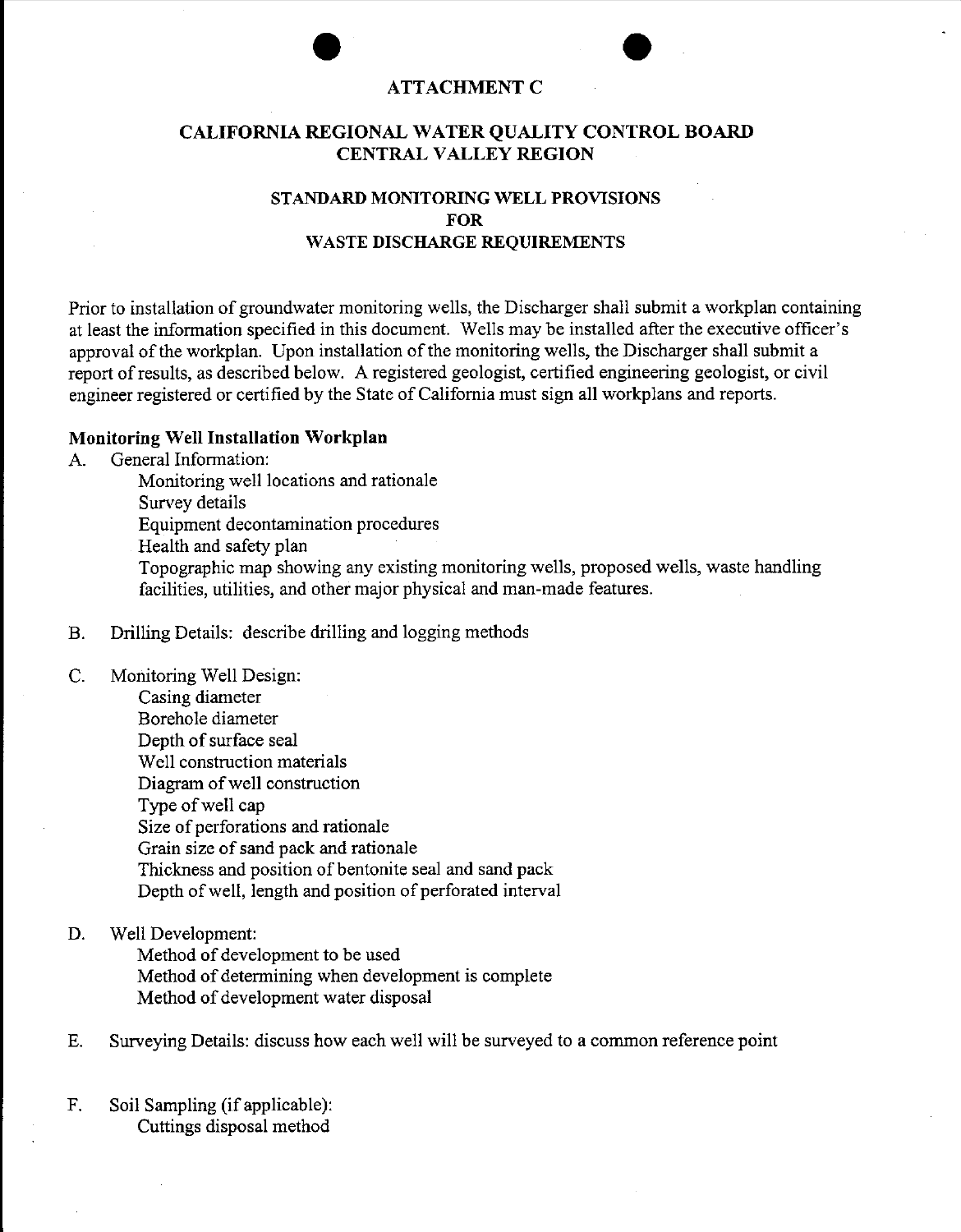# ATTACHMENT C

## CALIFORNIA REGIONAL WATER QUALITY CONTROL BOARD
## CENTRAL VALLEY REGION

### STANDARD MONITORING WELL PROVISIONS
### FOR
### WASTE DISCHARGE REQUIREMENTS

Prior to installation of groundwater monitoring wells, the Discharger shall submit a workplan containing at least the information specified in this document. Wells may be installed after the executive officer's approval of the workplan. Upon installation of the monitoring wells, the Discharger shall submit a report of results, as described below. A registered geologist, certified engineering geologist, or civil engineer registered or certified by the State of California must sign all workplans and reports.

**Monitoring Well Installation Workplan**

A. General Information:
   - Monitoring well locations and rationale
   - Survey details
   - Equipment decontamination procedures
   - Health and safety plan
   - Topographic map showing any existing monitoring wells, proposed wells, waste handling facilities, utilities, and other major physical and man-made features.

B. Drilling Details: describe drilling and logging methods

C. Monitoring Well Design:
   - Casing diameter
   - Borehole diameter
   - Depth of surface seal
   - Well construction materials
   - Diagram of well construction
   - Type of well cap
   - Size of perforations and rationale
   - Grain size of sand pack and rationale
   - Thickness and position of bentonite seal and sand pack
   - Depth of well, length and position of perforated interval

D. Well Development:
   - Method of development to be used
   - Method of determining when development is complete
   - Method of development water disposal

E. Surveying Details: discuss how each well will be surveyed to a common reference point

F. Soil Sampling (if applicable):
   - Cuttings disposal method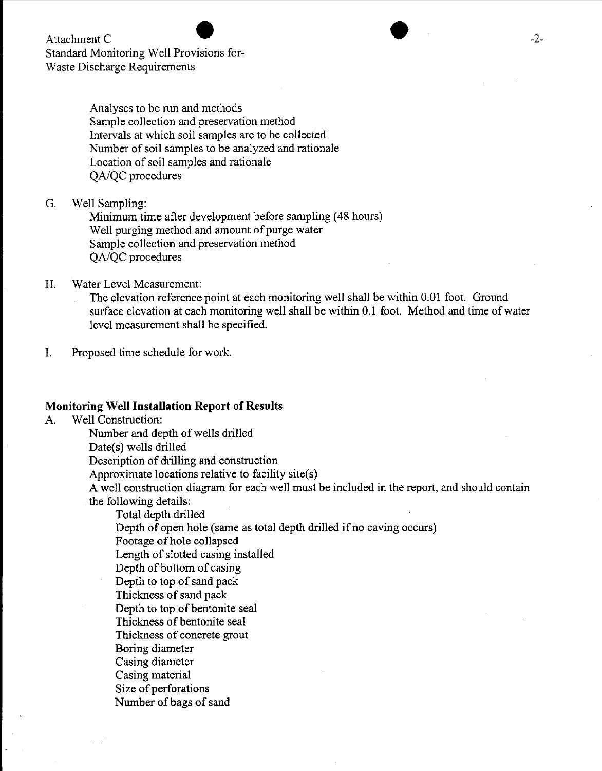Analyses to be run and methods
Sample collection and preservation method
Intervals at which soil samples are to be collected
Number of soil samples to be analyzed and rationale
Location of soil samples and rationale
QA/QC procedures

G. Well Sampling:
   Minimum time after development before sampling (48 hours)
   Well purging method and amount of purge water
   Sample collection and preservation method
   QA/QC procedures

H. Water Level Measurement:
   The elevation reference point at each monitoring well shall be within 0.01 foot. Ground surface elevation at each monitoring well shall be within 0.1 foot. Method and time of water level measurement shall be specified.

I. Proposed time schedule for work.

**Monitoring Well Installation Report of Results**

A. Well Construction:
   Number and depth of wells drilled
   Date(s) wells drilled
   Description of drilling and construction
   Approximate locations relative to facility site(s)
   A well construction diagram for each well must be included in the report, and should contain the following details:
      Total depth drilled
      Depth of open hole (same as total depth drilled if no caving occurs)
      Footage of hole collapsed
      Length of slotted casing installed
      Depth of bottom of casing
      Depth to top of sand pack
      Thickness of sand pack
      Depth to top of bentonite seal
      Thickness of bentonite seal
      Thickness of concrete grout
      Boring diameter
      Casing diameter
      Casing material
      Size of perforations
      Number of bags of sand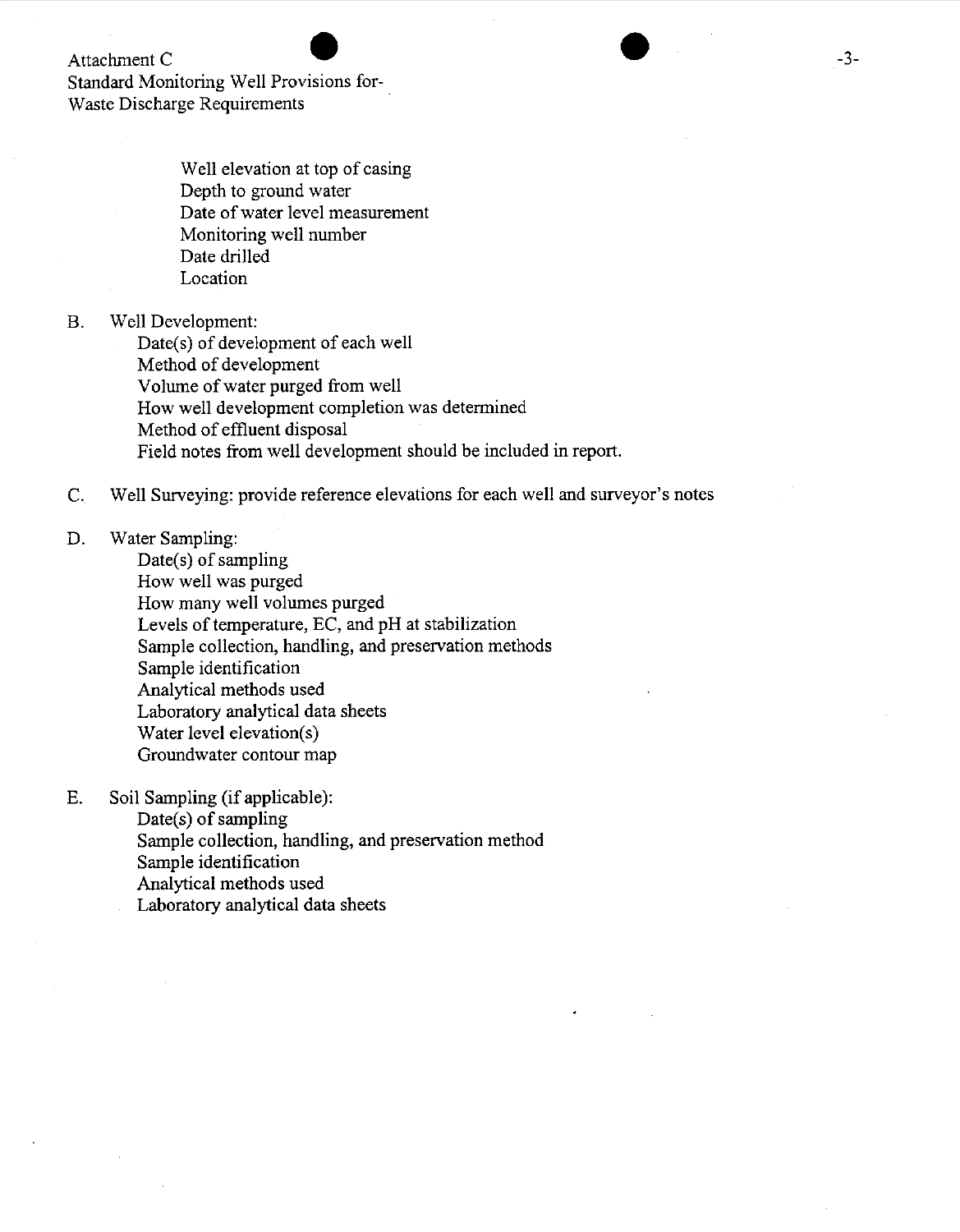Well elevation at top of casing
Depth to ground water
Date of water level measurement
Monitoring well number
Date drilled
Location

B. Well Development:

Date(s) of development of each well
Method of development
Volume of water purged from well
How well development completion was determined
Method of effluent disposal
Field notes from well development should be included in report.

C. Well Surveying: provide reference elevations for each well and surveyor's notes

D. Water Sampling:

Date(s) of sampling
How well was purged
How many well volumes purged
Levels of temperature, EC, and pH at stabilization
Sample collection, handling, and preservation methods
Sample identification
Analytical methods used
Laboratory analytical data sheets
Water level elevation(s)
Groundwater contour map

E. Soil Sampling (if applicable):

Date(s) of sampling
Sample collection, handling, and preservation method
Sample identification
Analytical methods used
Laboratory analytical data sheets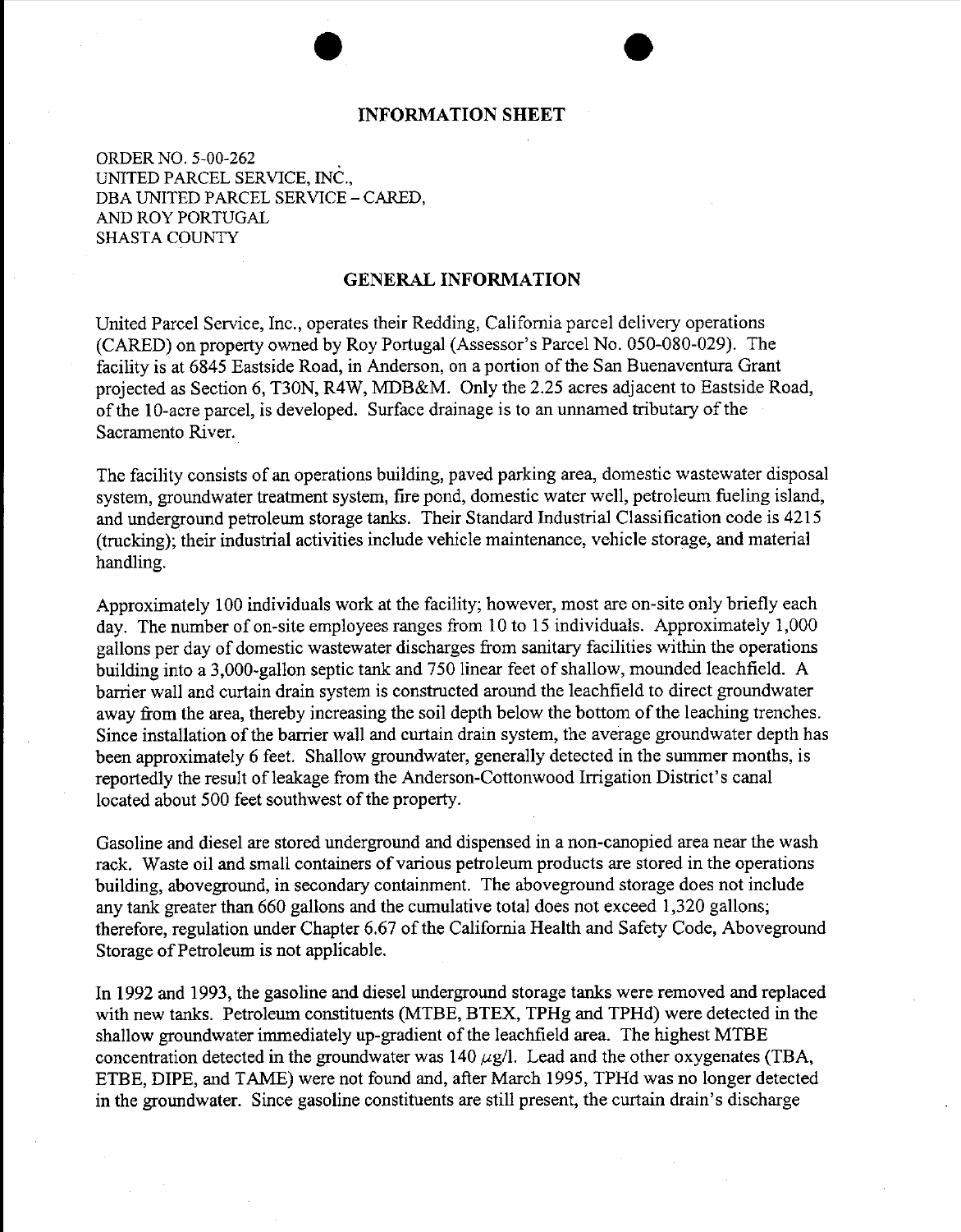## INFORMATION SHEET

ORDER NO. 5-00-262
UNITED PARCEL SERVICE, INC.,
DBA UNITED PARCEL SERVICE – CARED,
AND ROY PORTUGAL
SHASTA COUNTY

## GENERAL INFORMATION

United Parcel Service, Inc., operates their Redding, California parcel delivery operations (CARED) on property owned by Roy Portugal (Assessor's Parcel No. 050-080-029). The facility is at 6845 Eastside Road, in Anderson, on a portion of the San Buenaventura Grant projected as Section 6, T30N, R4W, MDB&M. Only the 2.25 acres adjacent to Eastside Road, of the 10-acre parcel, is developed. Surface drainage is to an unnamed tributary of the Sacramento River.

The facility consists of an operations building, paved parking area, domestic wastewater disposal system, groundwater treatment system, fire pond, domestic water well, petroleum fueling island, and underground petroleum storage tanks. Their Standard Industrial Classification code is 4215 (trucking); their industrial activities include vehicle maintenance, vehicle storage, and material handling.

Approximately 100 individuals work at the facility; however, most are on-site only briefly each day. The number of on-site employees ranges from 10 to 15 individuals. Approximately 1,000 gallons per day of domestic wastewater discharges from sanitary facilities within the operations building into a 3,000-gallon septic tank and 750 linear feet of shallow, mounded leachfield. A barrier wall and curtain drain system is constructed around the leachfield to direct groundwater away from the area, thereby increasing the soil depth below the bottom of the leaching trenches. Since installation of the barrier wall and curtain drain system, the average groundwater depth has been approximately 6 feet. Shallow groundwater, generally detected in the summer months, is reportedly the result of leakage from the Anderson-Cottonwood Irrigation District's canal located about 500 feet southwest of the property.

Gasoline and diesel are stored underground and dispensed in a non-canopied area near the wash rack. Waste oil and small containers of various petroleum products are stored in the operations building, aboveground, in secondary containment. The aboveground storage does not include any tank greater than 660 gallons and the cumulative total does not exceed 1,320 gallons; therefore, regulation under Chapter 6.67 of the California Health and Safety Code, Aboveground Storage of Petroleum is not applicable.

In 1992 and 1993, the gasoline and diesel underground storage tanks were removed and replaced with new tanks. Petroleum constituents (MTBE, BTEX, TPHg and TPHd) were detected in the shallow groundwater immediately up-gradient of the leachfield area. The highest MTBE concentration detected in the groundwater was 140 $\mu$g/l. Lead and the other oxygenates (TBA, ETBE, DIPE, and TAME) were not found and, after March 1995, TPHd was no longer detected in the groundwater. Since gasoline constituents are still present, the curtain drain's discharge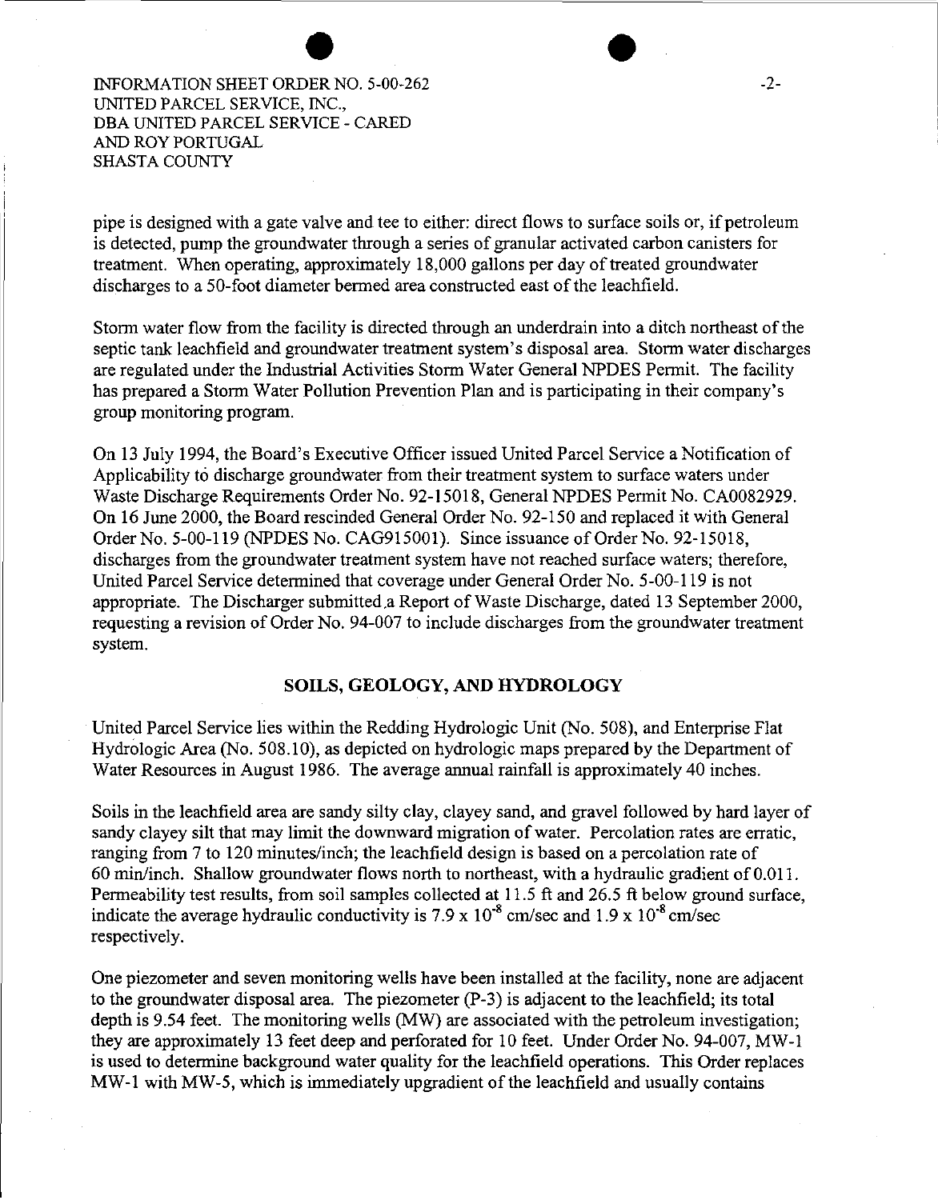pipe is designed with a gate valve and tee to either: direct flows to surface soils or, if petroleum is detected, pump the groundwater through a series of granular activated carbon canisters for treatment. When operating, approximately 18,000 gallons per day of treated groundwater discharges to a 50-foot diameter bermed area constructed east of the leachfield.

Storm water flow from the facility is directed through an underdrain into a ditch northeast of the septic tank leachfield and groundwater treatment system's disposal area. Storm water discharges are regulated under the Industrial Activities Storm Water General NPDES Permit. The facility has prepared a Storm Water Pollution Prevention Plan and is participating in their company's group monitoring program.

On 13 July 1994, the Board's Executive Officer issued United Parcel Service a Notification of Applicability to discharge groundwater from their treatment system to surface waters under Waste Discharge Requirements Order No. 92-15018, General NPDES Permit No. CA0082929. On 16 June 2000, the Board rescinded General Order No. 92-150 and replaced it with General Order No. 5-00-119 (NPDES No. CAG915001). Since issuance of Order No. 92-15018, discharges from the groundwater treatment system have not reached surface waters; therefore, United Parcel Service determined that coverage under General Order No. 5-00-119 is not appropriate. The Discharger submitted a Report of Waste Discharge, dated 13 September 2000, requesting a revision of Order No. 94-007 to include discharges from the groundwater treatment system.

## SOILS, GEOLOGY, AND HYDROLOGY

United Parcel Service lies within the Redding Hydrologic Unit (No. 508), and Enterprise Flat Hydrologic Area (No. 508.10), as depicted on hydrologic maps prepared by the Department of Water Resources in August 1986. The average annual rainfall is approximately 40 inches.

Soils in the leachfield area are sandy silty clay, clayey sand, and gravel followed by hard layer of sandy clayey silt that may limit the downward migration of water. Percolation rates are erratic, ranging from 7 to 120 minutes/inch; the leachfield design is based on a percolation rate of 60 min/inch. Shallow groundwater flows north to northeast, with a hydraulic gradient of 0.011. Permeability test results, from soil samples collected at 11.5 ft and 26.5 ft below ground surface, indicate the average hydraulic conductivity is $7.9 \times 10^{-8}$ cm/sec and $1.9 \times 10^{-8}$ cm/sec respectively.

One piezometer and seven monitoring wells have been installed at the facility, none are adjacent to the groundwater disposal area. The piezometer (P-3) is adjacent to the leachfield; its total depth is 9.54 feet. The monitoring wells (MW) are associated with the petroleum investigation; they are approximately 13 feet deep and perforated for 10 feet. Under Order No. 94-007, MW-1 is used to determine background water quality for the leachfield operations. This Order replaces MW-1 with MW-5, which is immediately upgradient of the leachfield and usually contains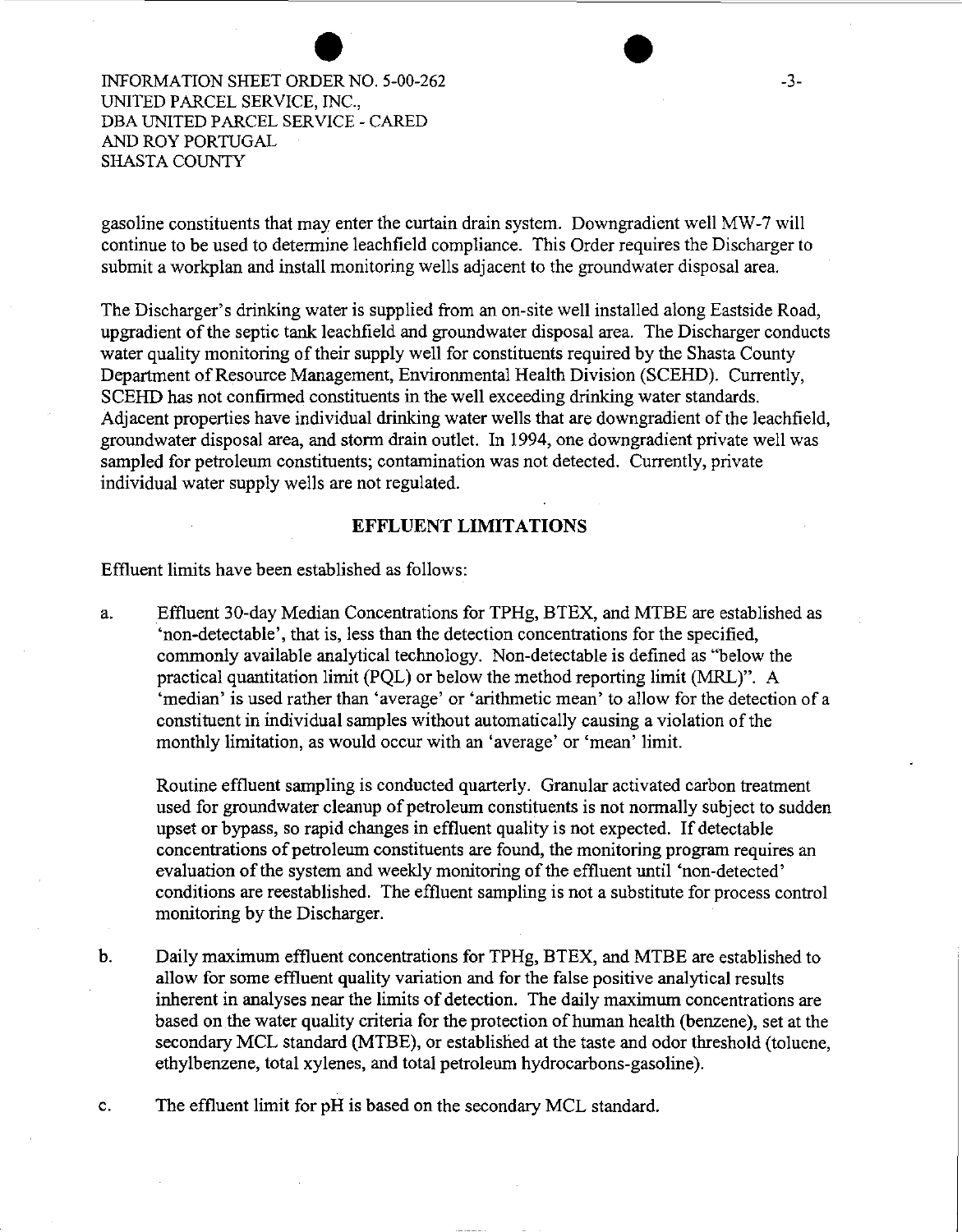gasoline constituents that may enter the curtain drain system. Downgradient well MW-7 will continue to be used to determine leachfield compliance. This Order requires the Discharger to submit a workplan and install monitoring wells adjacent to the groundwater disposal area.

The Discharger's drinking water is supplied from an on-site well installed along Eastside Road, upgradient of the septic tank leachfield and groundwater disposal area. The Discharger conducts water quality monitoring of their supply well for constituents required by the Shasta County Department of Resource Management, Environmental Health Division (SCEHD). Currently, SCEHD has not confirmed constituents in the well exceeding drinking water standards. Adjacent properties have individual drinking water wells that are downgradient of the leachfield, groundwater disposal area, and storm drain outlet. In 1994, one downgradient private well was sampled for petroleum constituents; contamination was not detected. Currently, private individual water supply wells are not regulated.

## EFFLUENT LIMITATIONS

Effluent limits have been established as follows:

a. Effluent 30-day Median Concentrations for TPHg, BTEX, and MTBE are established as 'non-detectable', that is, less than the detection concentrations for the specified, commonly available analytical technology. Non-detectable is defined as "below the practical quantitation limit (PQL) or below the method reporting limit (MRL)". A 'median' is used rather than 'average' or 'arithmetic mean' to allow for the detection of a constituent in individual samples without automatically causing a violation of the monthly limitation, as would occur with an 'average' or 'mean' limit.

   Routine effluent sampling is conducted quarterly. Granular activated carbon treatment used for groundwater cleanup of petroleum constituents is not normally subject to sudden upset or bypass, so rapid changes in effluent quality is not expected. If detectable concentrations of petroleum constituents are found, the monitoring program requires an evaluation of the system and weekly monitoring of the effluent until 'non-detected' conditions are reestablished. The effluent sampling is not a substitute for process control monitoring by the Discharger.

b. Daily maximum effluent concentrations for TPHg, BTEX, and MTBE are established to allow for some effluent quality variation and for the false positive analytical results inherent in analyses near the limits of detection. The daily maximum concentrations are based on the water quality criteria for the protection of human health (benzene), set at the secondary MCL standard (MTBE), or established at the taste and odor threshold (toluene, ethylbenzene, total xylenes, and total petroleum hydrocarbons-gasoline).

c. The effluent limit for pH is based on the secondary MCL standard.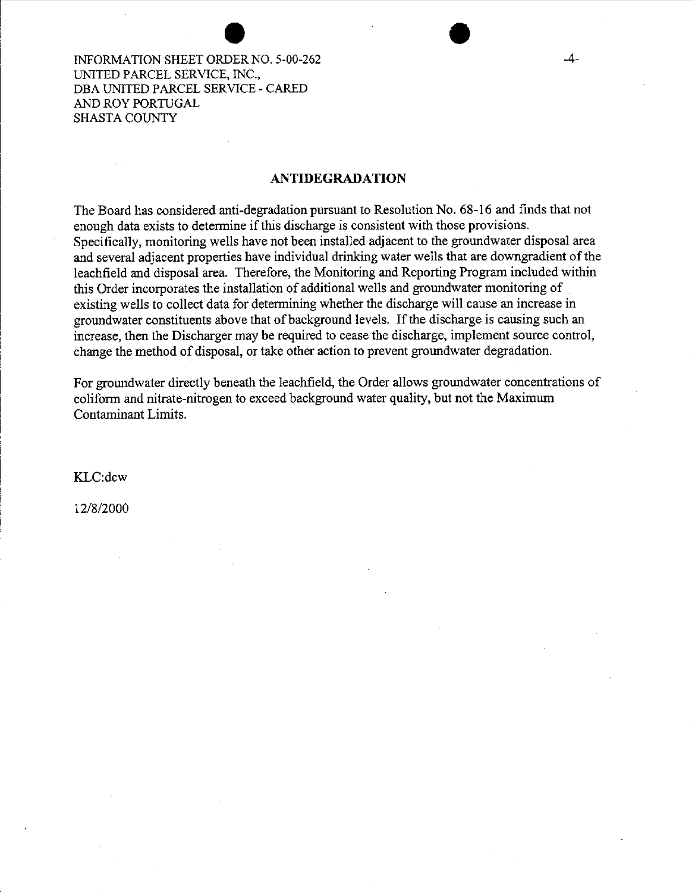## ANTIDEGRADATION

The Board has considered anti-degradation pursuant to Resolution No. 68-16 and finds that not enough data exists to determine if this discharge is consistent with those provisions. Specifically, monitoring wells have not been installed adjacent to the groundwater disposal area and several adjacent properties have individual drinking water wells that are downgradient of the leachfield and disposal area. Therefore, the Monitoring and Reporting Program included within this Order incorporates the installation of additional wells and groundwater monitoring of existing wells to collect data for determining whether the discharge will cause an increase in groundwater constituents above that of background levels. If the discharge is causing such an increase, then the Discharger may be required to cease the discharge, implement source control, change the method of disposal, or take other action to prevent groundwater degradation.

For groundwater directly beneath the leachfield, the Order allows groundwater concentrations of coliform and nitrate-nitrogen to exceed background water quality, but not the Maximum Contaminant Limits.

KLC:dcw

12/8/2000